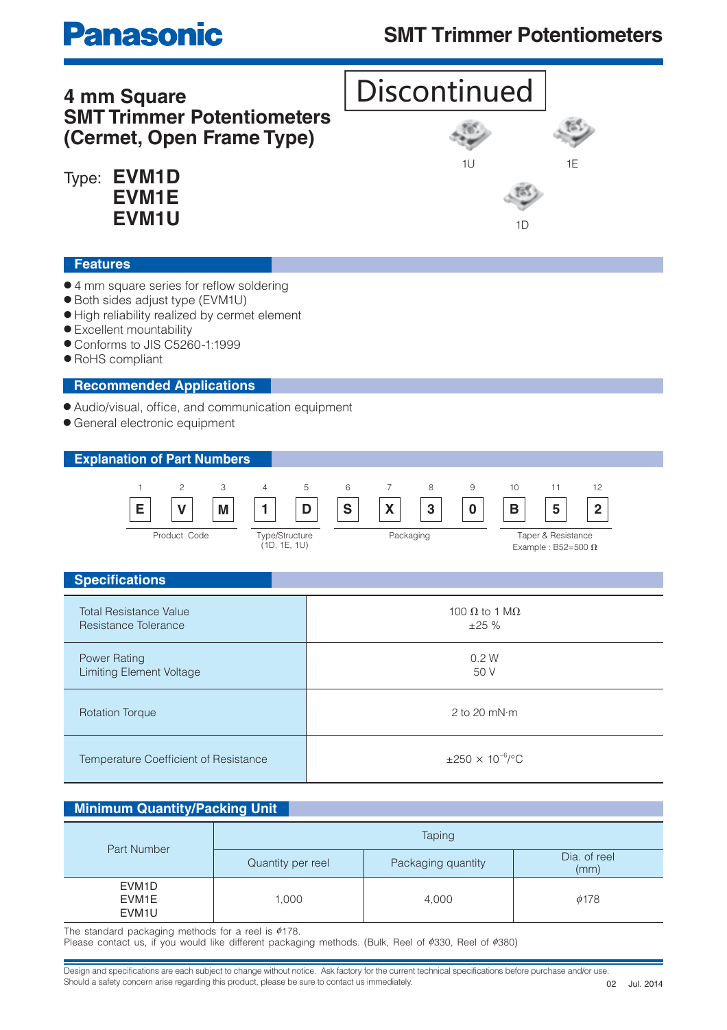# Panasonic SMT Trimmer Potentiometers

Discontinued

## 4 mm Square SMT Trimmer Potentiometers (Cermet, Open Frame Type)

Type: **EVM1D**
**EVM1E**
**EVM1U**

1U 1E 1D

## Features

- 4 mm square series for reflow soldering
- Both sides adjust type (EVM1U)
- High reliability realized by cermet element
- Excellent mountability
- Conforms to JIS C5260-1:1999
- RoHS compliant

## Recommended Applications

- Audio/visual, office, and communication equipment
- General electronic equipment

## Explanation of Part Numbers

| 1 | 2 | 3 | 4 | 5 | 6 | 7 | 8 | 9 | 10 | 11 | 12 |
|---|---|---|---|---|---|---|---|---|---|---|---|
| E | V | M | 1 | D | S | X | 3 | 0 | B | 5 | 2 |
| Product Code | | | Type/Structure (1D, 1E, 1U) | | Packaging | | | | Taper & Resistance Example : B52=500 Ω | | |

## Specifications

| | |
|---|---|
| Total Resistance Value<br>Resistance Tolerance | 100 Ω to 1 MΩ<br>±25 % |
| Power Rating<br>Limiting Element Voltage | 0.2 W<br>50 V |
| Rotation Torque | 2 to 20 mN·m |
| Temperature Coefficient of Resistance | $\pm 250 \times 10^{-6}$/°C |

## Minimum Quantity/Packing Unit

| Part Number | Taping | | |
|---|---|---|---|
| | Quantity per reel | Packaging quantity | Dia. of reel (mm) |
| EVM1D<br>EVM1E<br>EVM1U | 1,000 | 4,000 | ϕ178 |

The standard packaging methods for a reel is ϕ178.
Please contact us, if you would like different packaging methods. (Bulk, Reel of ϕ330, Reel of ϕ380)

Design and specifications are each subject to change without notice. Ask factory for the current technical specifications before purchase and/or use.
Should a safety concern arise regarding this product, please be sure to contact us immediately.

Jul. 2014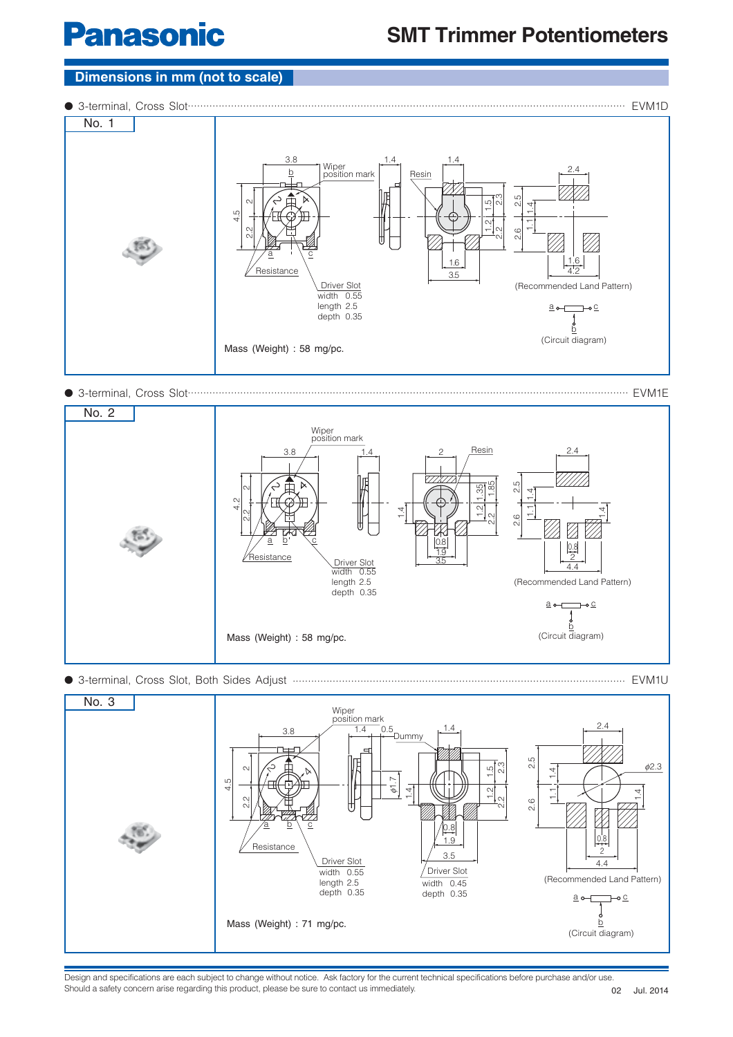## Dimensions in mm (not to scale)

● 3-terminal, Cross Slot ........ EVM1D

**No. 1**

Wiper position mark

Resin

Resistance

Driver Slot
width 0.55
length 2.5
depth 0.35

(Recommended Land Pattern)

(Circuit diagram)

Mass (Weight) : 58 mg/pc.

● 3-terminal, Cross Slot ........ EVM1E

**No. 2**

Wiper position mark

Resin

Resistance

Driver Slot
width 0.55
length 2.5
depth 0.35

(Recommended Land Pattern)

(Circuit diagram)

Mass (Weight) : 58 mg/pc.

● 3-terminal, Cross Slot, Both Sides Adjust ........ EVM1U

**No. 3**

Wiper position mark

Dummy

Resistance

Driver Slot
width 0.55
length 2.5
depth 0.35

Driver Slot
width 0.45
depth 0.35

(Recommended Land Pattern)

(Circuit diagram)

Mass (Weight) : 71 mg/pc.

Design and specifications are each subject to change without notice. Ask factory for the current technical specifications before purchase and/or use.
Should a safety concern arise regarding this product, please be sure to contact us immediately.

Jul. 2014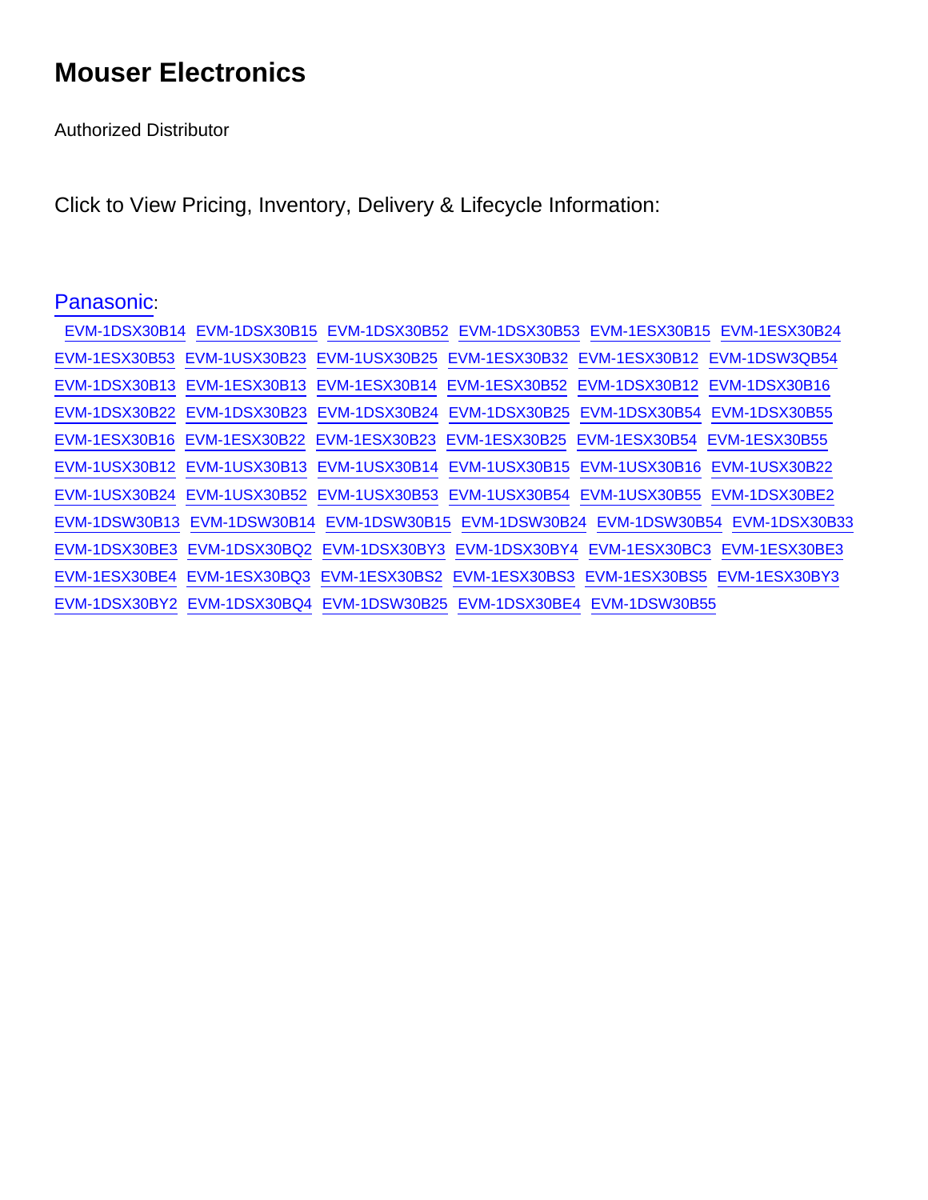# Mouser Electronics

Authorized Distributor

Click to View Pricing, Inventory, Delivery & Lifecycle Information:

Panasonic:

EVM-1DSX30B14 EVM-1DSX30B15 EVM-1DSX30B52 EVM-1DSX30B53 EVM-1ESX30B15 EVM-1ESX30B24 EVM-1ESX30B53 EVM-1USX30B23 EVM-1USX30B25 EVM-1ESX30B32 EVM-1ESX30B12 EVM-1DSW3QB54 EVM-1DSX30B13 EVM-1ESX30B13 EVM-1ESX30B14 EVM-1ESX30B52 EVM-1DSX30B12 EVM-1DSX30B16 EVM-1DSX30B22 EVM-1DSX30B23 EVM-1DSX30B24 EVM-1DSX30B25 EVM-1DSX30B54 EVM-1DSX30B55 EVM-1ESX30B16 EVM-1ESX30B22 EVM-1ESX30B23 EVM-1ESX30B25 EVM-1ESX30B54 EVM-1ESX30B55 EVM-1USX30B12 EVM-1USX30B13 EVM-1USX30B14 EVM-1USX30B15 EVM-1USX30B16 EVM-1USX30B22 EVM-1USX30B24 EVM-1USX30B52 EVM-1USX30B53 EVM-1USX30B54 EVM-1USX30B55 EVM-1DSX30BE2 EVM-1DSW30B13 EVM-1DSW30B14 EVM-1DSW30B15 EVM-1DSW30B24 EVM-1DSW30B54 EVM-1DSX30B33 EVM-1DSX30BE3 EVM-1DSX30BQ2 EVM-1DSX30BY3 EVM-1DSX30BY4 EVM-1ESX30BC3 EVM-1ESX30BE3 EVM-1ESX30BE4 EVM-1ESX30BQ3 EVM-1ESX30BS2 EVM-1ESX30BS3 EVM-1ESX30BS5 EVM-1ESX30BY3 EVM-1DSX30BY2 EVM-1DSX30BQ4 EVM-1DSW30B25 EVM-1DSX30BE4 EVM-1DSW30B55